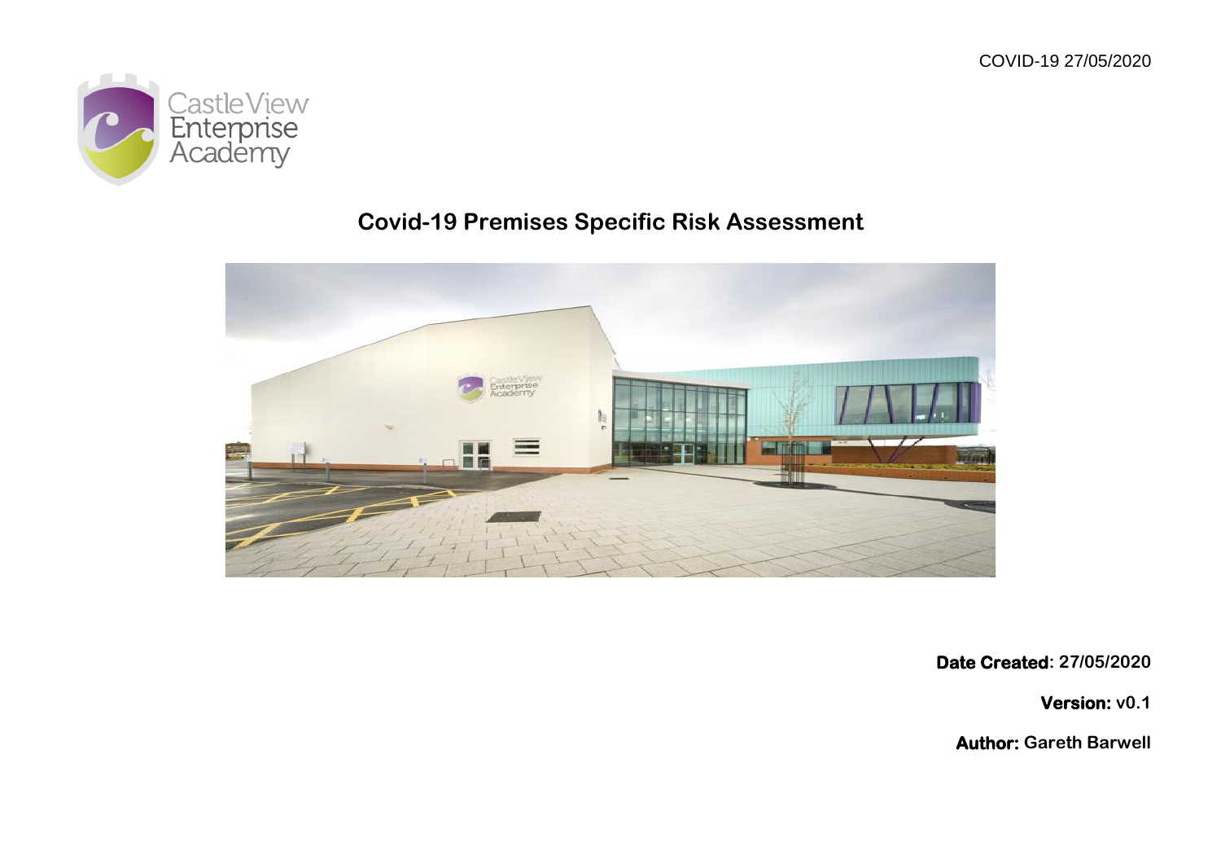COVID-19 27/05/2020

Castle View Enterprise Academy

# Covid-19 Premises Specific Risk Assessment

**Date Created**: 27/05/2020

**Version:** v0.1

**Author:** Gareth Barwell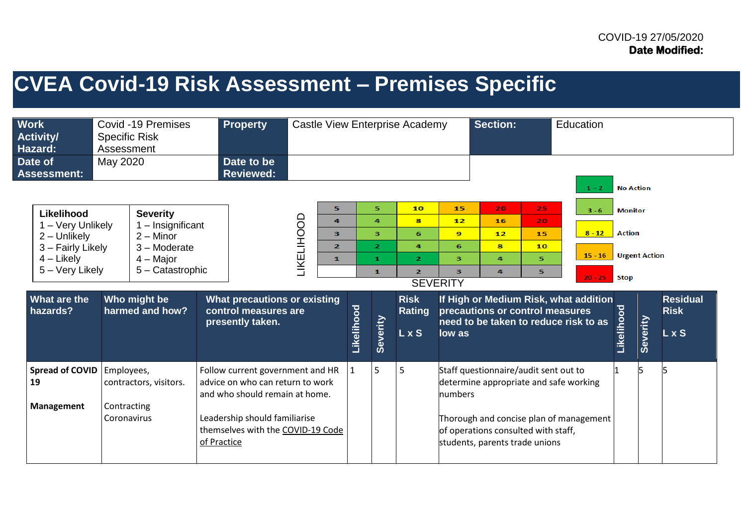COVID-19 27/05/2020
**Date Modified:**

# CVEA Covid-19 Risk Assessment – Premises Specific

| Work Activity/ Hazard: | Covid -19 Premises Specific Risk Assessment | Property | Castle View Enterprise Academy | Section: | Education |
|---|---|---|---|---|---|
| Date of Assessment: | May 2020 | Date to be Reviewed: | | | |

| Likelihood | Severity |
|---|---|
| 1 – Very Unlikely | 1 – Insignificant |
| 2 – Unlikely | 2 – Minor |
| 3 – Fairly Likely | 3 – Moderate |
| 4 – Likely | 4 – Major |
| 5 – Very Likely | 5 – Catastrophic |

| LIKELIHOOD | | | | | |
|---|---|---|---|---|---|
| 5 | 5 | 10 | 15 | 20 | 25 |
| 4 | 4 | 8 | 12 | 16 | 20 |
| 3 | 3 | 6 | 9 | 12 | 15 |
| 2 | 2 | 4 | 6 | 8 | 10 |
| 1 | 1 | 2 | 3 | 4 | 5 |
| | 1 | 2 | 3 | 4 | 5 |
| | SEVERITY | | | | |

| Score | Action |
|---|---|
| 1 – 2 | No Action |
| 3 - 6 | Monitor |
| 8 - 12 | Action |
| 15 - 16 | Urgent Action |
| 20 - 25 | Stop |

| What are the hazards? | Who might be harmed and how? | What precautions or existing control measures are presently taken. | Likelihood | Severity | Risk Rating L x S | If High or Medium Risk, what addition precautions or control measures need to be taken to reduce risk to as low as | Likelihood | Severity | Residual Risk L x S |
|---|---|---|---|---|---|---|---|---|---|
| **Spread of COVID 19**<br><br>**Management** | Employees, contractors, visitors.<br><br>Contracting Coronavirus | Follow current government and HR advice on who can return to work and who should remain at home.<br><br>Leadership should familiarise themselves with the COVID-19 Code of Practice | 1 | 5 | 5 | Staff questionnaire/audit sent out to determine appropriate and safe working numbers<br><br>Thorough and concise plan of management of operations consulted with staff, students, parents trade unions | 1 | 5 | 5 |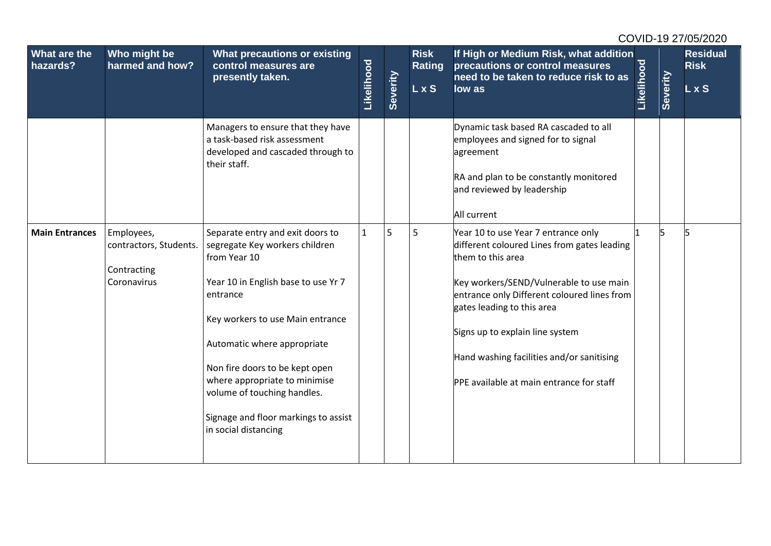COVID-19 27/05/2020

| What are the hazards? | Who might be harmed and how? | What precautions or existing control measures are presently taken. | Likelihood | Severity | Risk Rating L x S | If High or Medium Risk, what addition precautions or control measures need to be taken to reduce risk to as low as | Likelihood | Severity | Residual Risk L x S |
|---|---|---|---|---|---|---|---|---|---|
| | | Managers to ensure that they have a task-based risk assessment developed and cascaded through to their staff. | | | | Dynamic task based RA cascaded to all employees and signed for to signal agreement<br><br>RA and plan to be constantly monitored and reviewed by leadership<br><br>All current | | | |
| **Main Entrances** | Employees, contractors, Students.<br><br>Contracting Coronavirus | Separate entry and exit doors to segregate Key workers children from Year 10<br><br>Year 10 in English base to use Yr 7 entrance<br><br>Key workers to use Main entrance<br><br>Automatic where appropriate<br><br>Non fire doors to be kept open where appropriate to minimise volume of touching handles.<br><br>Signage and floor markings to assist in social distancing | 1 | 5 | 5 | Year 10 to use Year 7 entrance only different coloured Lines from gates leading them to this area<br><br>Key workers/SEND/Vulnerable to use main entrance only Different coloured lines from gates leading to this area<br><br>Signs up to explain line system<br><br>Hand washing facilities and/or sanitising<br><br>PPE available at main entrance for staff | 1 | 5 | 5 |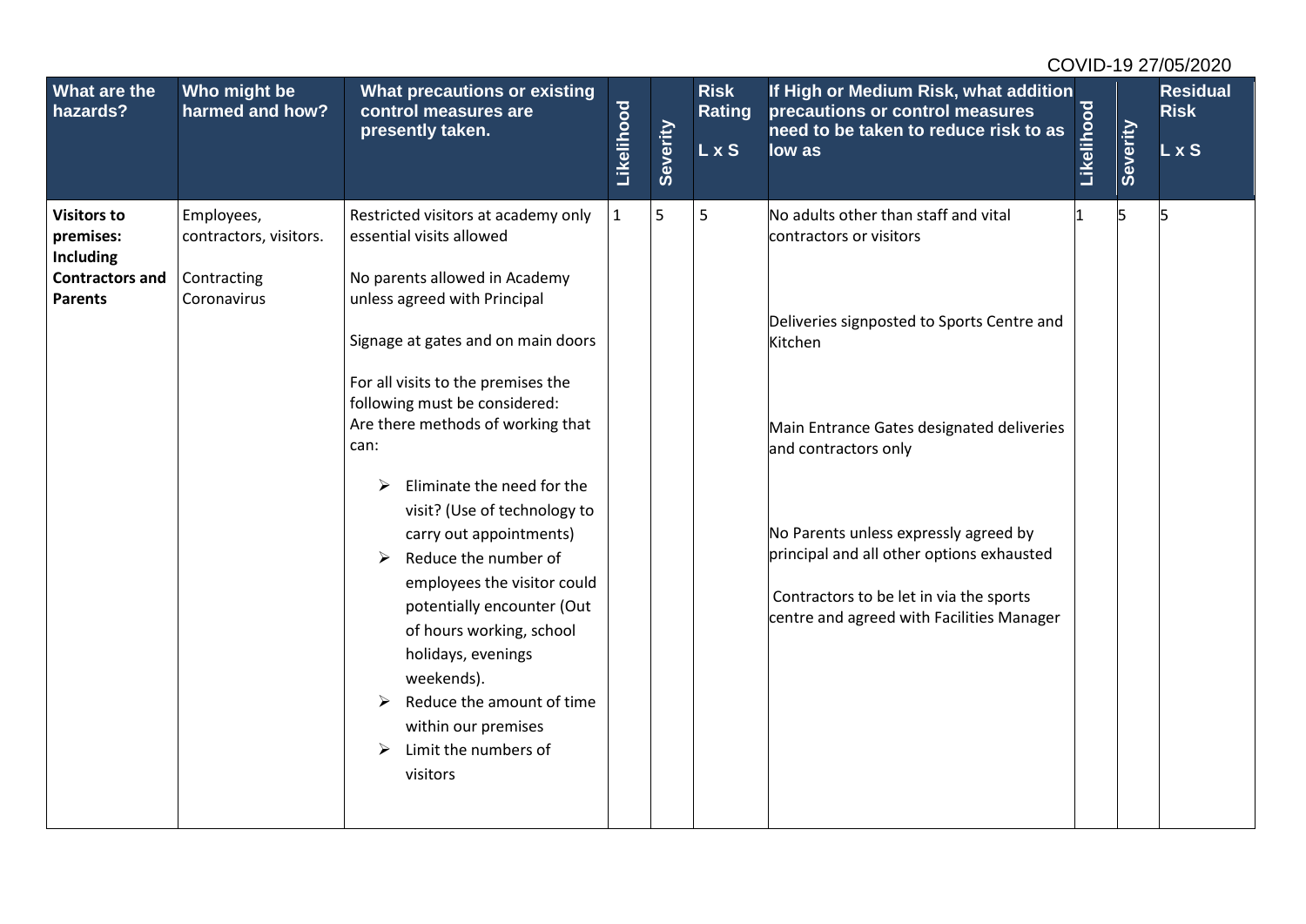| What are the hazards? | Who might be harmed and how? | What precautions or existing control measures are presently taken. | Likelihood | Severity | Risk Rating L x S | If High or Medium Risk, what addition precautions or control measures need to be taken to reduce risk to as low as | Likelihood | Severity | Residual Risk L x S |
|---|---|---|---|---|---|---|---|---|---|
| **Visitors to premises: Including Contractors and Parents** | Employees, contractors, visitors.<br><br>Contracting Coronavirus | Restricted visitors at academy only essential visits allowed<br><br>No parents allowed in Academy unless agreed with Principal<br><br>Signage at gates and on main doors<br><br>For all visits to the premises the following must be considered:<br>Are there methods of working that can:<br><br>➢ Eliminate the need for the visit? (Use of technology to carry out appointments)<br>➢ Reduce the number of employees the visitor could potentially encounter (Out of hours working, school holidays, evenings weekends).<br>➢ Reduce the amount of time within our premises<br>➢ Limit the numbers of visitors | 1 | 5 | 5 | No adults other than staff and vital contractors or visitors<br><br>Deliveries signposted to Sports Centre and Kitchen<br><br>Main Entrance Gates designated deliveries and contractors only<br><br>No Parents unless expressly agreed by principal and all other options exhausted<br><br>Contractors to be let in via the sports centre and agreed with Facilities Manager | 1 | 5 | 5 |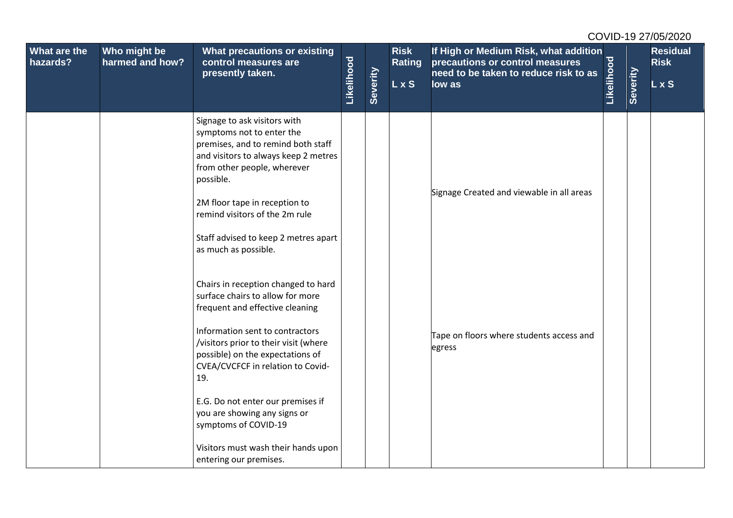| What are the hazards? | Who might be harmed and how? | What precautions or existing control measures are presently taken. | Likelihood | Severity | Risk Rating L x S | If High or Medium Risk, what addition precautions or control measures need to be taken to reduce risk to as low as | Likelihood | Severity | Residual Risk L x S |
|---|---|---|---|---|---|---|---|---|---|
| | | Signage to ask visitors with symptoms not to enter the premises, and to remind both staff and visitors to always keep 2 metres from other people, wherever possible.<br><br>2M floor tape in reception to remind visitors of the 2m rule<br><br>Staff advised to keep 2 metres apart as much as possible.<br><br>Chairs in reception changed to hard surface chairs to allow for more frequent and effective cleaning<br><br>Information sent to contractors /visitors prior to their visit (where possible) on the expectations of CVEA/CVCFCF in relation to Covid-19.<br><br>E.G. Do not enter our premises if you are showing any signs or symptoms of COVID-19<br><br>Visitors must wash their hands upon entering our premises. | | | | Signage Created and viewable in all areas<br><br>Tape on floors where students access and egress | | | |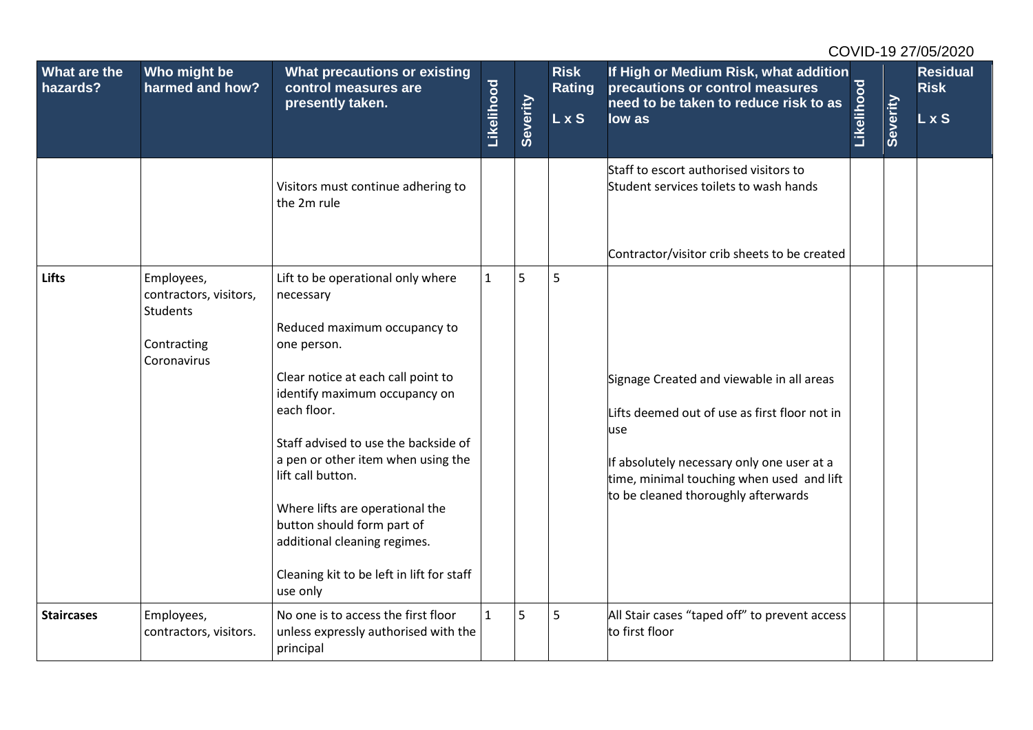| What are the hazards? | Who might be harmed and how? | What precautions or existing control measures are presently taken. | Likelihood | Severity | Risk Rating L x S | If High or Medium Risk, what addition precautions or control measures need to be taken to reduce risk to as low as | Likelihood | Severity | Residual Risk L x S |
|---|---|---|---|---|---|---|---|---|---|
| | | Visitors must continue adhering to the 2m rule | | | | Staff to escort authorised visitors to Student services toilets to wash hands<br><br>Contractor/visitor crib sheets to be created | | | |
| **Lifts** | Employees, contractors, visitors, Students<br><br>Contracting Coronavirus | Lift to be operational only where necessary<br><br>Reduced maximum occupancy to one person.<br><br>Clear notice at each call point to identify maximum occupancy on each floor.<br><br>Staff advised to use the backside of a pen or other item when using the lift call button.<br><br>Where lifts are operational the button should form part of additional cleaning regimes.<br><br>Cleaning kit to be left in lift for staff use only | 1 | 5 | 5 | Signage Created and viewable in all areas<br><br>Lifts deemed out of use as first floor not in use<br><br>If absolutely necessary only one user at a time, minimal touching when used and lift to be cleaned thoroughly afterwards | | | |
| **Staircases** | Employees, contractors, visitors. | No one is to access the first floor unless expressly authorised with the principal | 1 | 5 | 5 | All Stair cases "taped off" to prevent access to first floor | | | |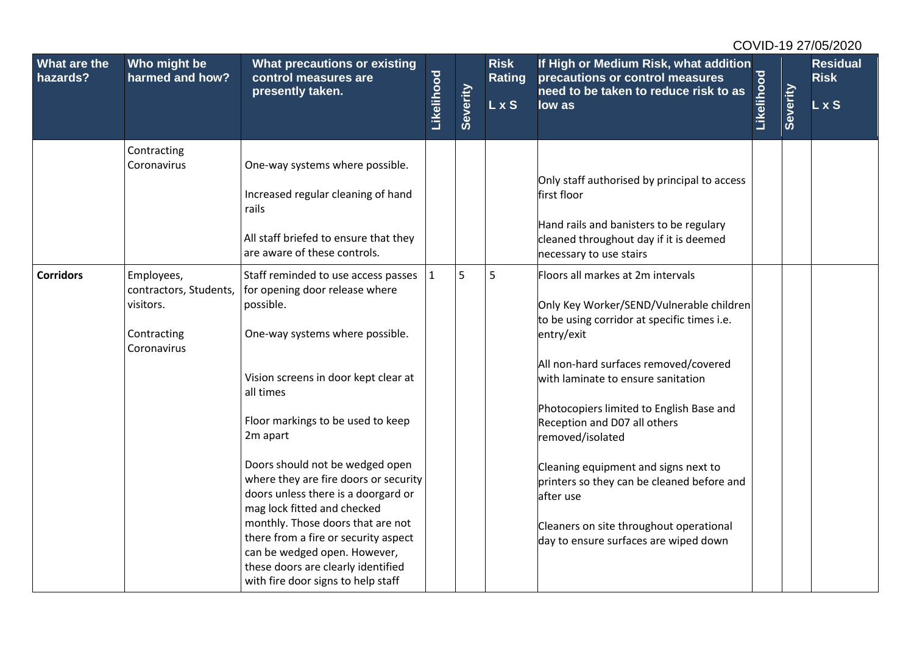| What are the hazards? | Who might be harmed and how? | What precautions or existing control measures are presently taken. | Likelihood | Severity | Risk Rating L x S | If High or Medium Risk, what addition precautions or control measures need to be taken to reduce risk to as low as | Likelihood | Severity | Residual Risk L x S |
|---|---|---|---|---|---|---|---|---|---|
| | Contracting Coronavirus | One-way systems where possible.<br><br>Increased regular cleaning of hand rails<br><br>All staff briefed to ensure that they are aware of these controls. | | | | Only staff authorised by principal to access first floor<br><br>Hand rails and banisters to be regulary cleaned throughout day if it is deemed necessary to use stairs | | | |
| **Corridors** | Employees, contractors, Students, visitors.<br><br>Contracting Coronavirus | Staff reminded to use access passes for opening door release where possible.<br><br>One-way systems where possible.<br><br>Vision screens in door kept clear at all times<br><br>Floor markings to be used to keep 2m apart<br><br>Doors should not be wedged open where they are fire doors or security doors unless there is a doorgard or mag lock fitted and checked monthly. Those doors that are not there from a fire or security aspect can be wedged open. However, these doors are clearly identified with fire door signs to help staff | 1 | 5 | 5 | Floors all markes at 2m intervals<br><br>Only Key Worker/SEND/Vulnerable children to be using corridor at specific times i.e. entry/exit<br><br>All non-hard surfaces removed/covered with laminate to ensure sanitation<br><br>Photocopiers limited to English Base and Reception and D07 all others removed/isolated<br><br>Cleaning equipment and signs next to printers so they can be cleaned before and after use<br><br>Cleaners on site throughout operational day to ensure surfaces are wiped down | | | |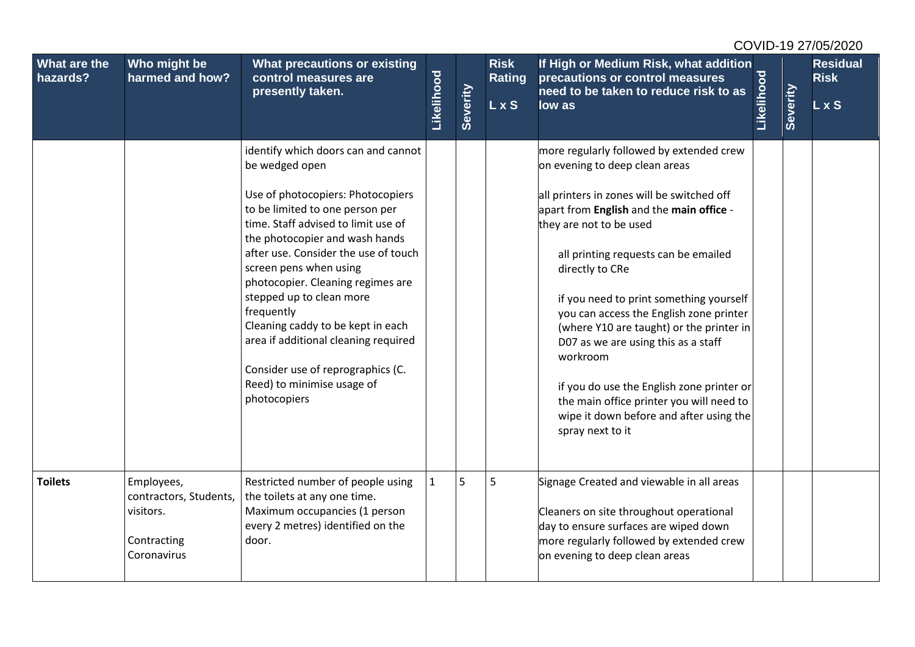| What are the hazards? | Who might be harmed and how? | What precautions or existing control measures are presently taken. | Likelihood | Severity | Risk Rating L x S | If High or Medium Risk, what addition precautions or control measures need to be taken to reduce risk to as low as | Likelihood | Severity | Residual Risk L x S |
|---|---|---|---|---|---|---|---|---|---|
| | | identify which doors can and cannot be wedged open<br><br>Use of photocopiers: Photocopiers to be limited to one person per time. Staff advised to limit use of the photocopier and wash hands after use. Consider the use of touch screen pens when using photocopier. Cleaning regimes are stepped up to clean more frequently<br>Cleaning caddy to be kept in each area if additional cleaning required<br><br>Consider use of reprographics (C. Reed) to minimise usage of photocopiers | | | | more regularly followed by extended crew on evening to deep clean areas<br><br>all printers in zones will be switched off apart from **English** and the **main office** - they are not to be used<br><br>all printing requests can be emailed directly to CRe<br><br>if you need to print something yourself you can access the English zone printer (where Y10 are taught) or the printer in D07 as we are using this as a staff workroom<br><br>if you do use the English zone printer or the main office printer you will need to wipe it down before and after using the spray next to it | | | |
| **Toilets** | Employees, contractors, Students, visitors.<br><br>Contracting Coronavirus | Restricted number of people using the toilets at any one time. Maximum occupancies (1 person every 2 metres) identified on the door. | 1 | 5 | 5 | Signage Created and viewable in all areas<br><br>Cleaners on site throughout operational day to ensure surfaces are wiped down more regularly followed by extended crew on evening to deep clean areas | | | |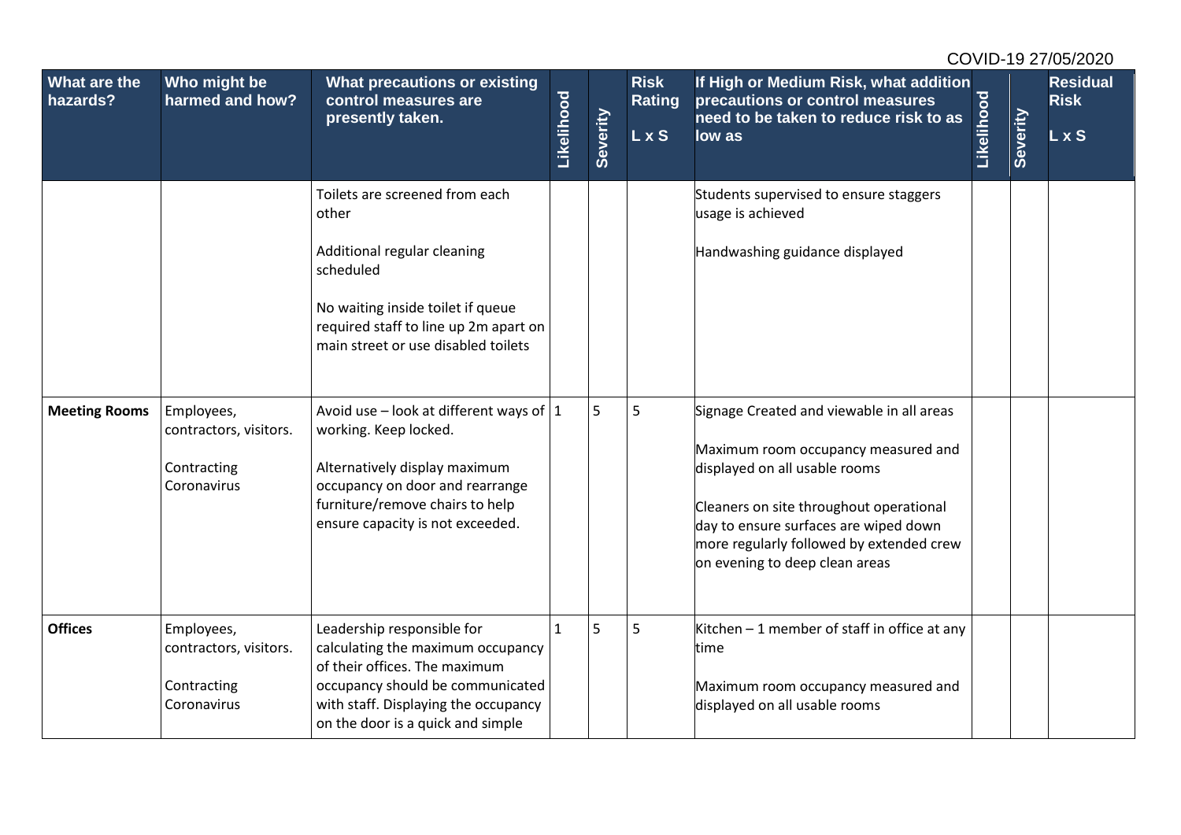| What are the hazards? | Who might be harmed and how? | What precautions or existing control measures are presently taken. | Likelihood | Severity | Risk Rating L x S | If High or Medium Risk, what addition precautions or control measures need to be taken to reduce risk to as low as | Likelihood | Severity | Residual Risk L x S |
|---|---|---|---|---|---|---|---|---|---|
| | | Toilets are screened from each other<br><br>Additional regular cleaning scheduled<br><br>No waiting inside toilet if queue required staff to line up 2m apart on main street or use disabled toilets | | | | Students supervised to ensure staggers usage is achieved<br><br>Handwashing guidance displayed | | | |
| **Meeting Rooms** | Employees, contractors, visitors.<br><br>Contracting Coronavirus | Avoid use – look at different ways of working. Keep locked.<br><br>Alternatively display maximum occupancy on door and rearrange furniture/remove chairs to help ensure capacity is not exceeded. | 1 | 5 | 5 | Signage Created and viewable in all areas<br><br>Maximum room occupancy measured and displayed on all usable rooms<br><br>Cleaners on site throughout operational day to ensure surfaces are wiped down more regularly followed by extended crew on evening to deep clean areas | | | |
| **Offices** | Employees, contractors, visitors.<br><br>Contracting Coronavirus | Leadership responsible for calculating the maximum occupancy of their offices. The maximum occupancy should be communicated with staff. Displaying the occupancy on the door is a quick and simple | 1 | 5 | 5 | Kitchen – 1 member of staff in office at any time<br><br>Maximum room occupancy measured and displayed on all usable rooms | | | |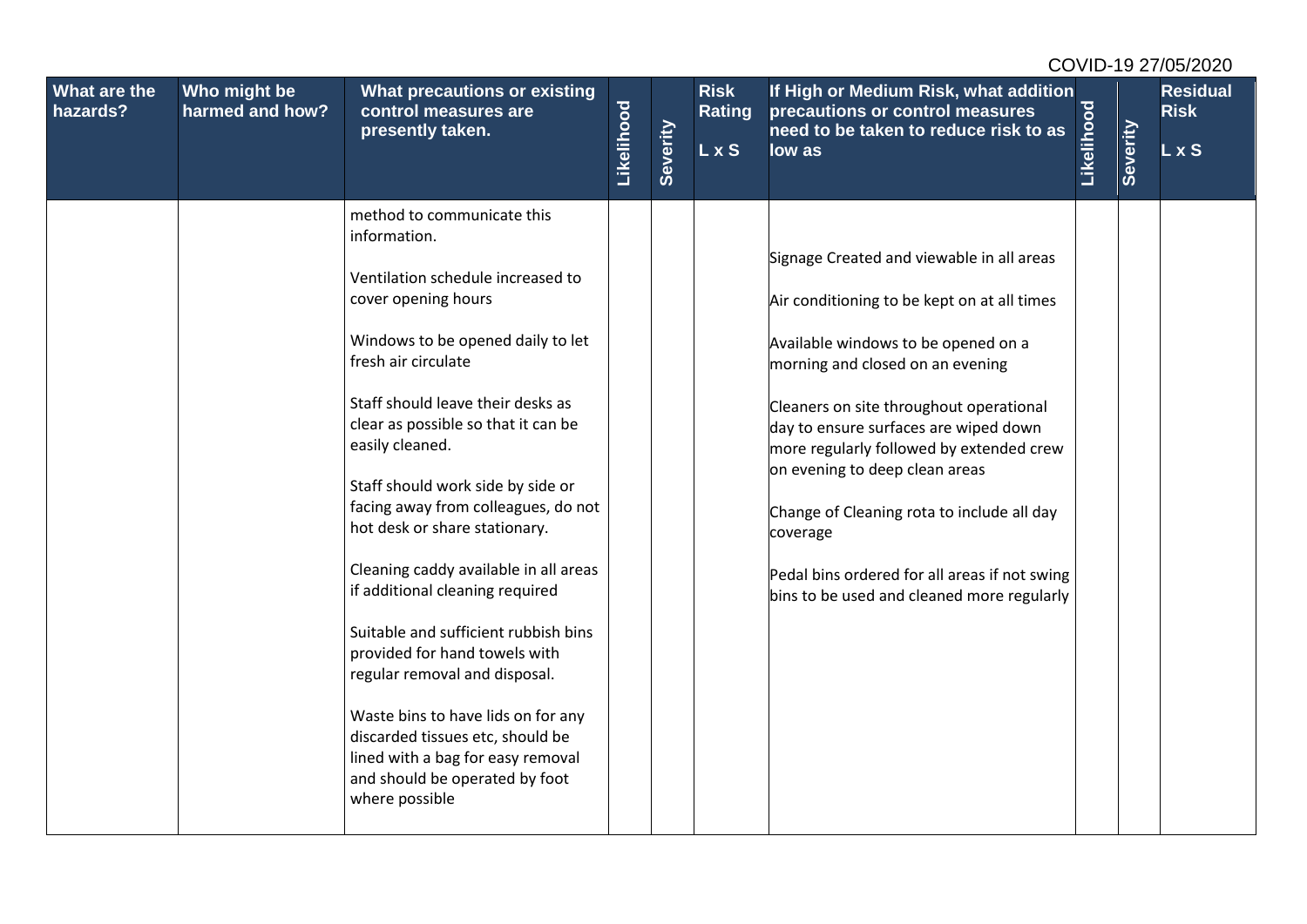| What are the hazards? | Who might be harmed and how? | What precautions or existing control measures are presently taken. | Likelihood | Severity | Risk Rating L x S | If High or Medium Risk, what addition precautions or control measures need to be taken to reduce risk to as low as | Likelihood | Severity | Residual Risk L x S |
|---|---|---|---|---|---|---|---|---|---|
| | | method to communicate this information.<br><br>Ventilation schedule increased to cover opening hours<br><br>Windows to be opened daily to let fresh air circulate<br><br>Staff should leave their desks as clear as possible so that it can be easily cleaned.<br><br>Staff should work side by side or facing away from colleagues, do not hot desk or share stationary.<br><br>Cleaning caddy available in all areas if additional cleaning required<br><br>Suitable and sufficient rubbish bins provided for hand towels with regular removal and disposal.<br><br>Waste bins to have lids on for any discarded tissues etc, should be lined with a bag for easy removal and should be operated by foot where possible | | | | Signage Created and viewable in all areas<br><br>Air conditioning to be kept on at all times<br><br>Available windows to be opened on a morning and closed on an evening<br><br>Cleaners on site throughout operational day to ensure surfaces are wiped down more regularly followed by extended crew on evening to deep clean areas<br><br>Change of Cleaning rota to include all day coverage<br><br>Pedal bins ordered for all areas if not swing bins to be used and cleaned more regularly | | | |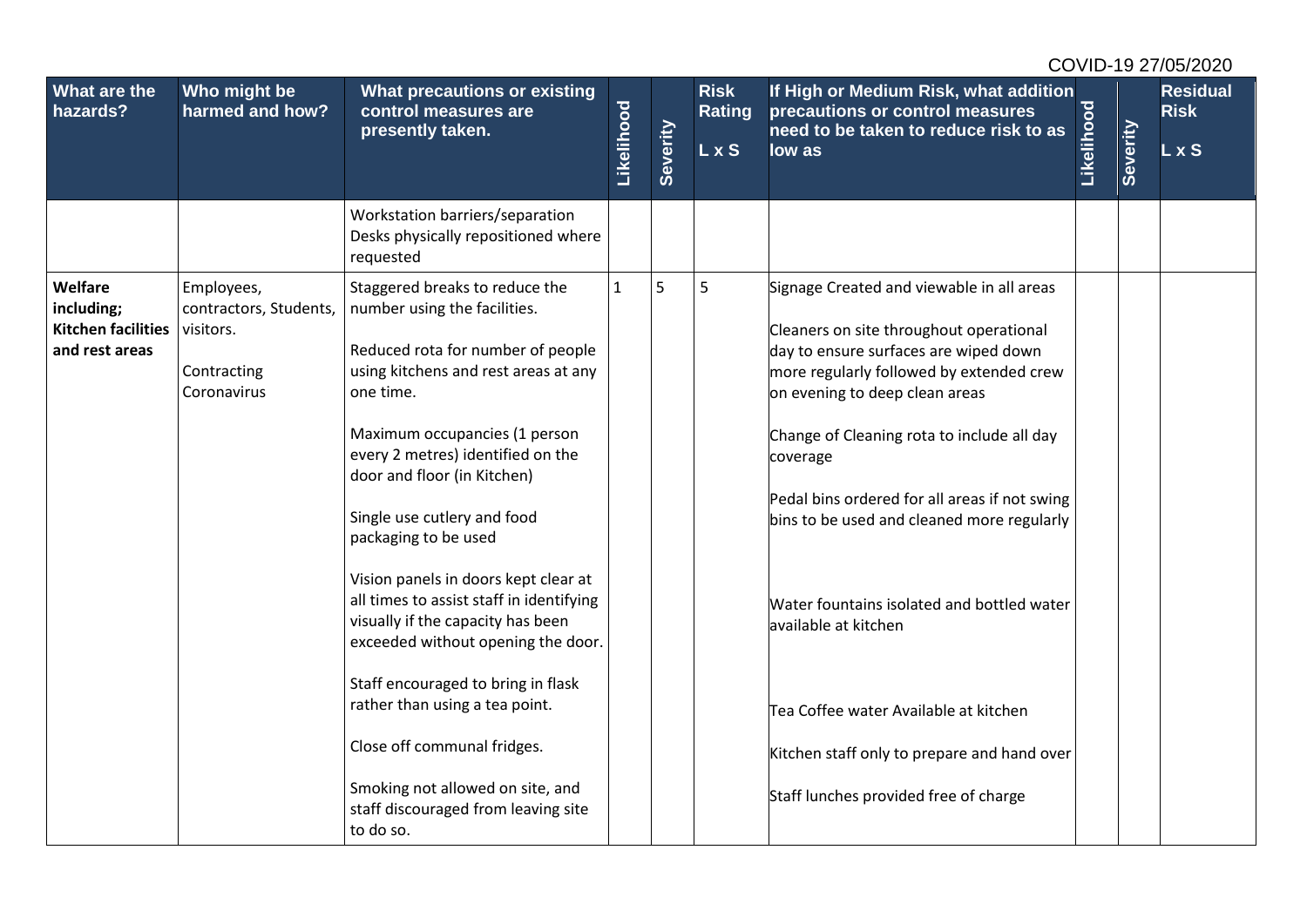COVID-19 27/05/2020

| What are the hazards? | Who might be harmed and how? | What precautions or existing control measures are presently taken. | Likelihood | Severity | Risk Rating L x S | If High or Medium Risk, what addition precautions or control measures need to be taken to reduce risk to as low as | Likelihood | Severity | Residual Risk L x S |
|---|---|---|---|---|---|---|---|---|---|
| | | Workstation barriers/separation<br>Desks physically repositioned where requested | | | | | | | |
| **Welfare including; Kitchen facilities and rest areas** | Employees, contractors, Students, visitors.<br><br>Contracting Coronavirus | Staggered breaks to reduce the number using the facilities.<br><br>Reduced rota for number of people using kitchens and rest areas at any one time.<br><br>Maximum occupancies (1 person every 2 metres) identified on the door and floor (in Kitchen)<br><br>Single use cutlery and food packaging to be used<br><br>Vision panels in doors kept clear at all times to assist staff in identifying visually if the capacity has been exceeded without opening the door.<br><br>Staff encouraged to bring in flask rather than using a tea point.<br><br>Close off communal fridges.<br><br>Smoking not allowed on site, and staff discouraged from leaving site to do so. | 1 | 5 | 5 | Signage Created and viewable in all areas<br><br>Cleaners on site throughout operational day to ensure surfaces are wiped down more regularly followed by extended crew on evening to deep clean areas<br><br>Change of Cleaning rota to include all day coverage<br><br>Pedal bins ordered for all areas if not swing bins to be used and cleaned more regularly<br><br>Water fountains isolated and bottled water available at kitchen<br><br>Tea Coffee water Available at kitchen<br><br>Kitchen staff only to prepare and hand over<br><br>Staff lunches provided free of charge | | | |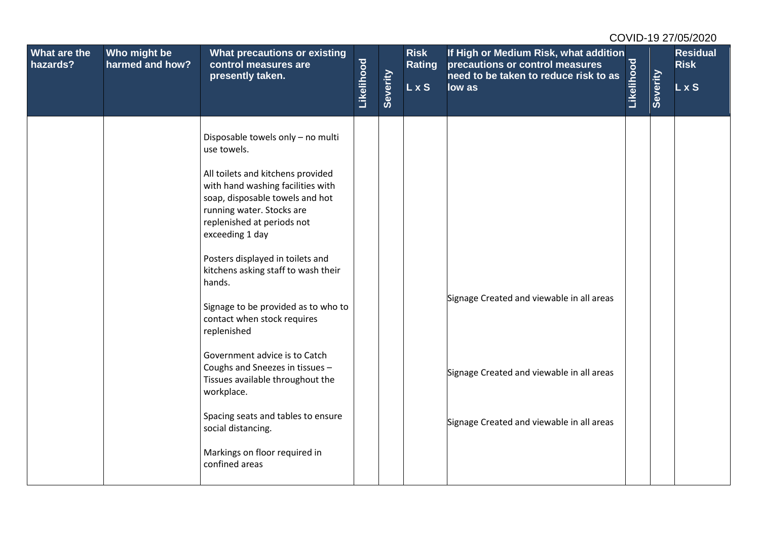COVID-19 27/05/2020

| What are the hazards? | Who might be harmed and how? | What precautions or existing control measures are presently taken. | Likelihood | Severity | Risk Rating L x S | If High or Medium Risk, what addition precautions or control measures need to be taken to reduce risk to as low as | Likelihood | Severity | Residual Risk L x S |
|---|---|---|---|---|---|---|---|---|---|
| | | Disposable towels only – no multi use towels. | | | | | | | |
| | | All toilets and kitchens provided with hand washing facilities with soap, disposable towels and hot running water. Stocks are replenished at periods not exceeding 1 day | | | | | | | |
| | | Posters displayed in toilets and kitchens asking staff to wash their hands. | | | | | | | |
| | | Signage to be provided as to who to contact when stock requires replenished | | | | Signage Created and viewable in all areas | | | |
| | | Government advice is to Catch Coughs and Sneezes in tissues – Tissues available throughout the workplace. | | | | Signage Created and viewable in all areas | | | |
| | | Spacing seats and tables to ensure social distancing. | | | | Signage Created and viewable in all areas | | | |
| | | Markings on floor required in confined areas | | | | | | | |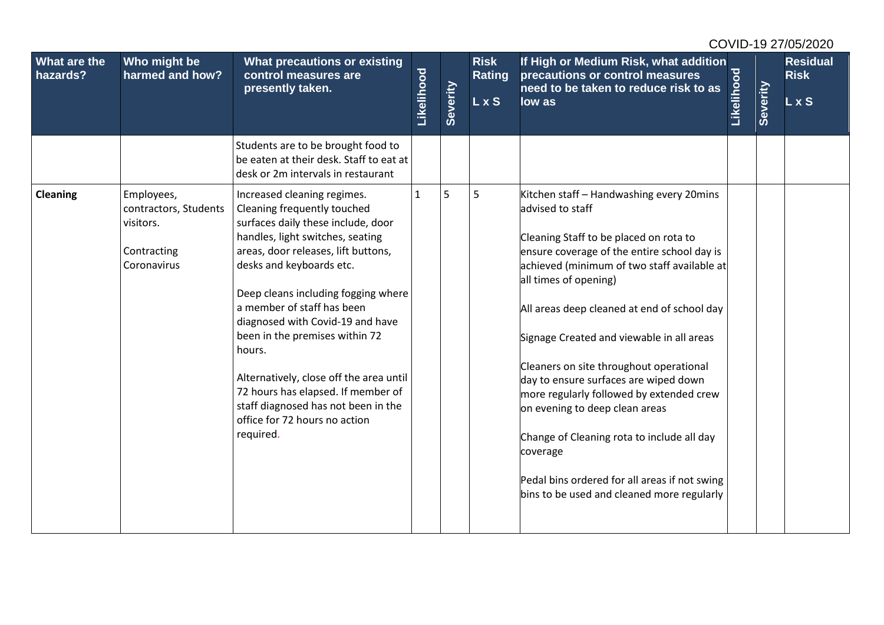COVID-19 27/05/2020

| What are the hazards? | Who might be harmed and how? | What precautions or existing control measures are presently taken. | Likelihood | Severity | Risk Rating L x S | If High or Medium Risk, what addition precautions or control measures need to be taken to reduce risk to as low as | Likelihood | Severity | Residual Risk L x S |
|---|---|---|---|---|---|---|---|---|---|
| | | Students are to be brought food to be eaten at their desk. Staff to eat at desk or 2m intervals in restaurant | | | | | | | |
| **Cleaning** | Employees, contractors, Students visitors.<br><br>Contracting Coronavirus | Increased cleaning regimes. Cleaning frequently touched surfaces daily these include, door handles, light switches, seating areas, door releases, lift buttons, desks and keyboards etc.<br><br>Deep cleans including fogging where a member of staff has been diagnosed with Covid-19 and have been in the premises within 72 hours.<br><br>Alternatively, close off the area until 72 hours has elapsed. If member of staff diagnosed has not been in the office for 72 hours no action required. | 1 | 5 | 5 | Kitchen staff – Handwashing every 20mins advised to staff<br><br>Cleaning Staff to be placed on rota to ensure coverage of the entire school day is achieved (minimum of two staff available at all times of opening)<br><br>All areas deep cleaned at end of school day<br><br>Signage Created and viewable in all areas<br><br>Cleaners on site throughout operational day to ensure surfaces are wiped down more regularly followed by extended crew on evening to deep clean areas<br><br>Change of Cleaning rota to include all day coverage<br><br>Pedal bins ordered for all areas if not swing bins to be used and cleaned more regularly | | | |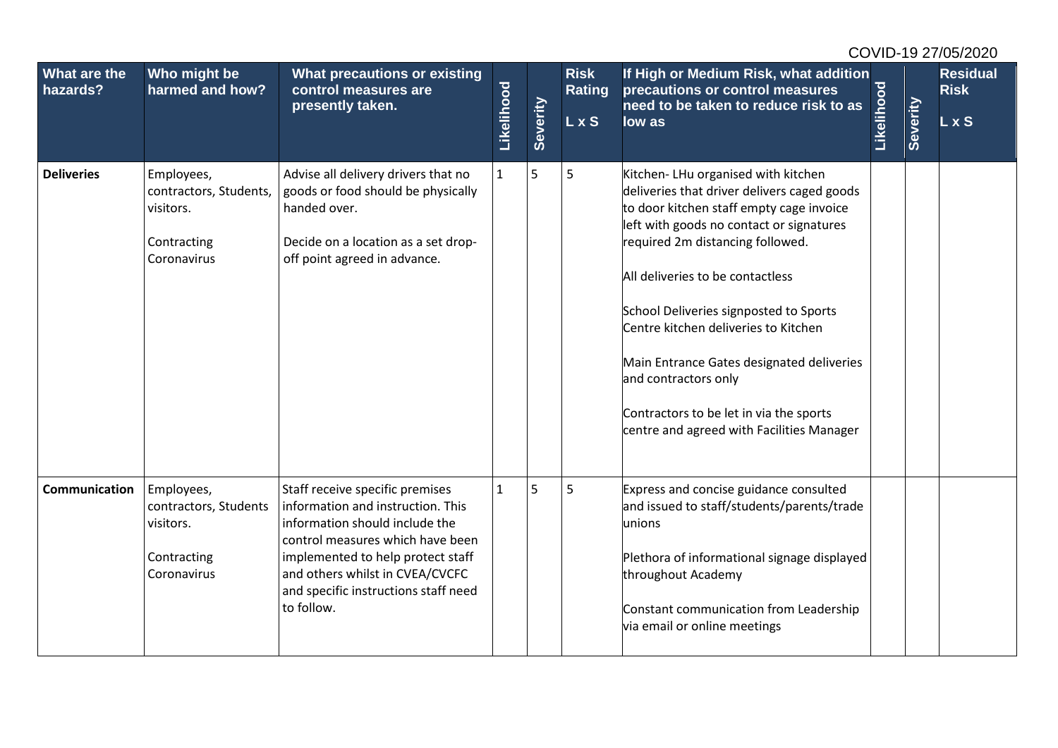COVID-19 27/05/2020

| What are the hazards? | Who might be harmed and how? | What precautions or existing control measures are presently taken. | Likelihood | Severity | Risk Rating L x S | If High or Medium Risk, what addition precautions or control measures need to be taken to reduce risk to as low as | Likelihood | Severity | Residual Risk L x S |
|---|---|---|---|---|---|---|---|---|---|
| **Deliveries** | Employees, contractors, Students, visitors.<br><br>Contracting Coronavirus | Advise all delivery drivers that no goods or food should be physically handed over.<br><br>Decide on a location as a set drop-off point agreed in advance. | 1 | 5 | 5 | Kitchen- LHu organised with kitchen deliveries that driver delivers caged goods to door kitchen staff empty cage invoice left with goods no contact or signatures required 2m distancing followed.<br><br>All deliveries to be contactless<br><br>School Deliveries signposted to Sports Centre kitchen deliveries to Kitchen<br><br>Main Entrance Gates designated deliveries and contractors only<br><br>Contractors to be let in via the sports centre and agreed with Facilities Manager | | | |
| **Communication** | Employees, contractors, Students visitors.<br><br>Contracting Coronavirus | Staff receive specific premises information and instruction. This information should include the control measures which have been implemented to help protect staff and others whilst in CVEA/CVCFC and specific instructions staff need to follow. | 1 | 5 | 5 | Express and concise guidance consulted and issued to staff/students/parents/trade unions<br><br>Plethora of informational signage displayed throughout Academy<br><br>Constant communication from Leadership via email or online meetings | | | |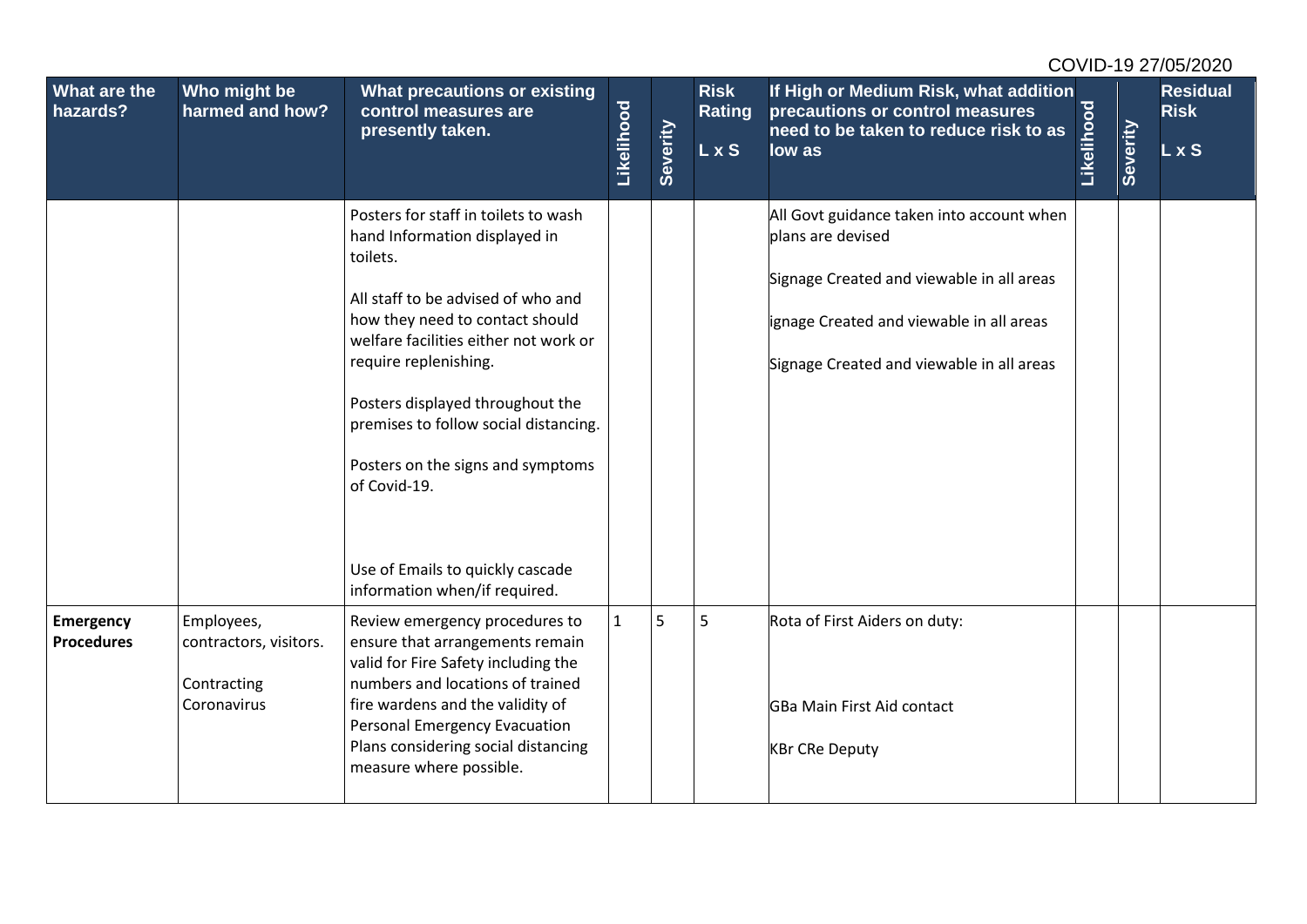| What are the hazards? | Who might be harmed and how? | What precautions or existing control measures are presently taken. | Likelihood | Severity | Risk Rating L x S | If High or Medium Risk, what addition precautions or control measures need to be taken to reduce risk to as low as | Likelihood | Severity | Residual Risk L x S |
|---|---|---|---|---|---|---|---|---|---|
| | | Posters for staff in toilets to wash hand Information displayed in toilets.<br><br>All staff to be advised of who and how they need to contact should welfare facilities either not work or require replenishing.<br><br>Posters displayed throughout the premises to follow social distancing.<br><br>Posters on the signs and symptoms of Covid-19.<br><br>Use of Emails to quickly cascade information when/if required. | | | | All Govt guidance taken into account when plans are devised<br><br>Signage Created and viewable in all areas<br><br>ignage Created and viewable in all areas<br><br>Signage Created and viewable in all areas | | | |
| **Emergency Procedures** | Employees, contractors, visitors.<br><br>Contracting Coronavirus | Review emergency procedures to ensure that arrangements remain valid for Fire Safety including the numbers and locations of trained fire wardens and the validity of Personal Emergency Evacuation Plans considering social distancing measure where possible. | 1 | 5 | 5 | Rota of First Aiders on duty:<br><br>GBa Main First Aid contact<br><br>KBr CRe Deputy | | | |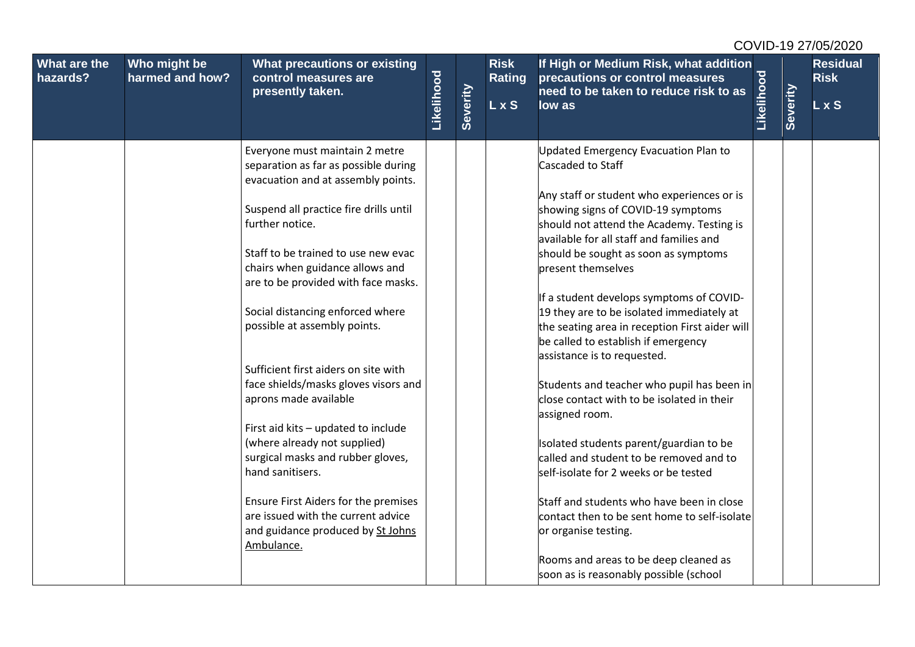| What are the hazards? | Who might be harmed and how? | What precautions or existing control measures are presently taken. | Likelihood | Severity | Risk Rating L x S | If High or Medium Risk, what addition precautions or control measures need to be taken to reduce risk to as low as | Likelihood | Severity | Residual Risk L x S |
|---|---|---|---|---|---|---|---|---|---|
| | | Everyone must maintain 2 metre separation as far as possible during evacuation and at assembly points.<br><br>Suspend all practice fire drills until further notice.<br><br>Staff to be trained to use new evac chairs when guidance allows and are to be provided with face masks.<br><br>Social distancing enforced where possible at assembly points.<br><br>Sufficient first aiders on site with face shields/masks gloves visors and aprons made available<br><br>First aid kits – updated to include (where already not supplied) surgical masks and rubber gloves, hand sanitisers.<br><br>Ensure First Aiders for the premises are issued with the current advice and guidance produced by St Johns Ambulance. | | | | Updated Emergency Evacuation Plan to Cascaded to Staff<br><br>Any staff or student who experiences or is showing signs of COVID-19 symptoms should not attend the Academy. Testing is available for all staff and families and should be sought as soon as symptoms present themselves<br><br>If a student develops symptoms of COVID-19 they are to be isolated immediately at the seating area in reception First aider will be called to establish if emergency assistance is to requested.<br><br>Students and teacher who pupil has been in close contact with to be isolated in their assigned room.<br><br>Isolated students parent/guardian to be called and student to be removed and to self-isolate for 2 weeks or be tested<br><br>Staff and students who have been in close contact then to be sent home to self-isolate or organise testing.<br><br>Rooms and areas to be deep cleaned as soon as is reasonably possible (school | | | |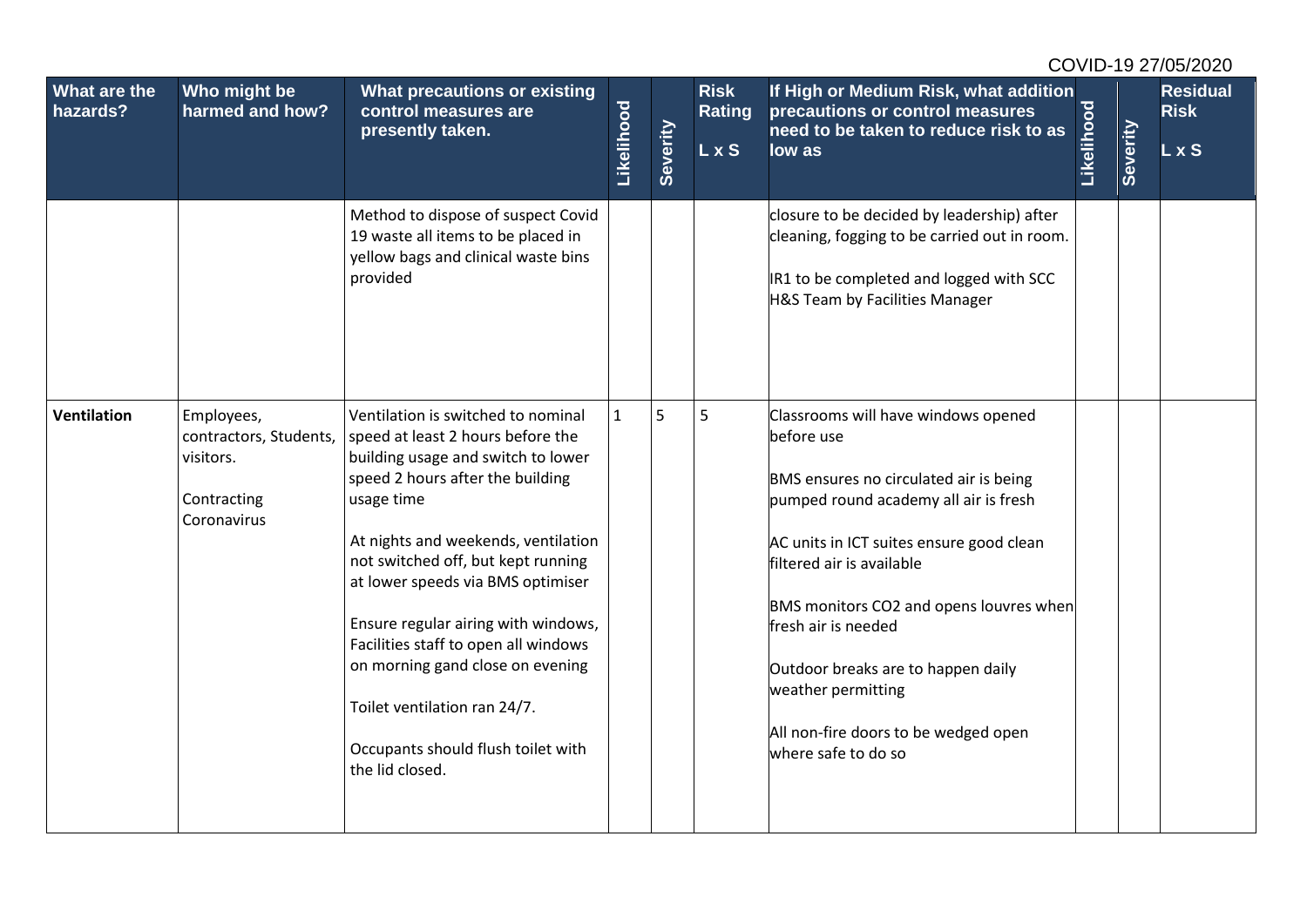| What are the hazards? | Who might be harmed and how? | What precautions or existing control measures are presently taken. | Likelihood | Severity | Risk Rating L x S | If High or Medium Risk, what addition precautions or control measures need to be taken to reduce risk to as low as | Likelihood | Severity | Residual Risk L x S |
|---|---|---|---|---|---|---|---|---|---|
| | | Method to dispose of suspect Covid 19 waste all items to be placed in yellow bags and clinical waste bins provided | | | | closure to be decided by leadership) after cleaning, fogging to be carried out in room.<br><br>IR1 to be completed and logged with SCC H&S Team by Facilities Manager | | | |
| **Ventilation** | Employees, contractors, Students, visitors.<br><br>Contracting Coronavirus | Ventilation is switched to nominal speed at least 2 hours before the building usage and switch to lower speed 2 hours after the building usage time<br><br>At nights and weekends, ventilation not switched off, but kept running at lower speeds via BMS optimiser<br><br>Ensure regular airing with windows, Facilities staff to open all windows on morning gand close on evening<br><br>Toilet ventilation ran 24/7.<br><br>Occupants should flush toilet with the lid closed. | 1 | 5 | 5 | Classrooms will have windows opened before use<br><br>BMS ensures no circulated air is being pumped round academy all air is fresh<br><br>AC units in ICT suites ensure good clean filtered air is available<br><br>BMS monitors CO2 and opens louvres when fresh air is needed<br><br>Outdoor breaks are to happen daily weather permitting<br><br>All non-fire doors to be wedged open where safe to do so | | | |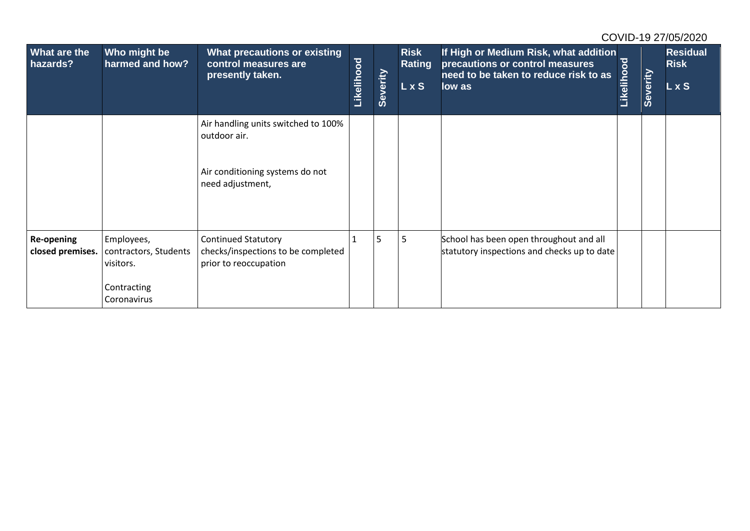| What are the hazards? | Who might be harmed and how? | What precautions or existing control measures are presently taken. | Likelihood | Severity | Risk Rating L x S | If High or Medium Risk, what addition precautions or control measures need to be taken to reduce risk to as low as | Likelihood | Severity | Residual Risk L x S |
|---|---|---|---|---|---|---|---|---|---|
| | | Air handling units switched to 100% outdoor air.<br><br>Air conditioning systems do not need adjustment, | | | | | | | |
| **Re-opening closed premises.** | Employees, contractors, Students visitors.<br><br>Contracting Coronavirus | Continued Statutory checks/inspections to be completed prior to reoccupation | 1 | 5 | 5 | School has been open throughout and all statutory inspections and checks up to date | | | |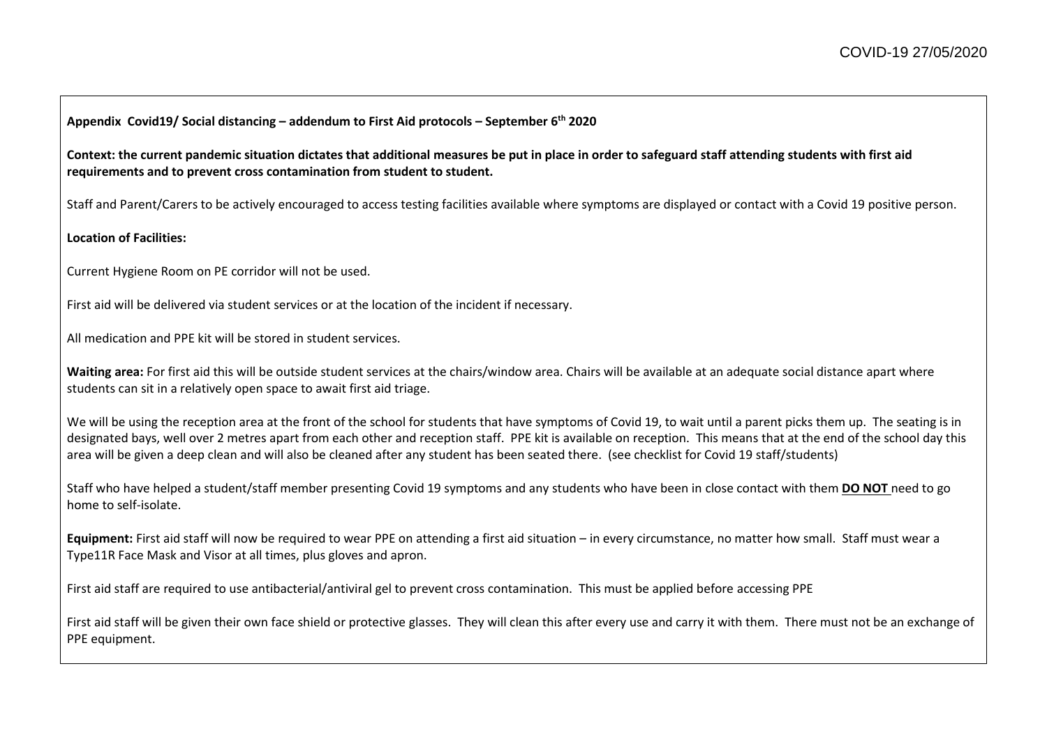**Appendix Covid19/ Social distancing – addendum to First Aid protocols – September 6th 2020**

**Context: the current pandemic situation dictates that additional measures be put in place in order to safeguard staff attending students with first aid requirements and to prevent cross contamination from student to student.**

Staff and Parent/Carers to be actively encouraged to access testing facilities available where symptoms are displayed or contact with a Covid 19 positive person.

**Location of Facilities:**

Current Hygiene Room on PE corridor will not be used.

First aid will be delivered via student services or at the location of the incident if necessary.

All medication and PPE kit will be stored in student services.

**Waiting area:** For first aid this will be outside student services at the chairs/window area. Chairs will be available at an adequate social distance apart where students can sit in a relatively open space to await first aid triage.

We will be using the reception area at the front of the school for students that have symptoms of Covid 19, to wait until a parent picks them up. The seating is in designated bays, well over 2 metres apart from each other and reception staff. PPE kit is available on reception. This means that at the end of the school day this area will be given a deep clean and will also be cleaned after any student has been seated there. (see checklist for Covid 19 staff/students)

Staff who have helped a student/staff member presenting Covid 19 symptoms and any students who have been in close contact with them **DO NOT** need to go home to self-isolate.

**Equipment:** First aid staff will now be required to wear PPE on attending a first aid situation – in every circumstance, no matter how small. Staff must wear a Type11R Face Mask and Visor at all times, plus gloves and apron.

First aid staff are required to use antibacterial/antiviral gel to prevent cross contamination. This must be applied before accessing PPE

First aid staff will be given their own face shield or protective glasses. They will clean this after every use and carry it with them. There must not be an exchange of PPE equipment.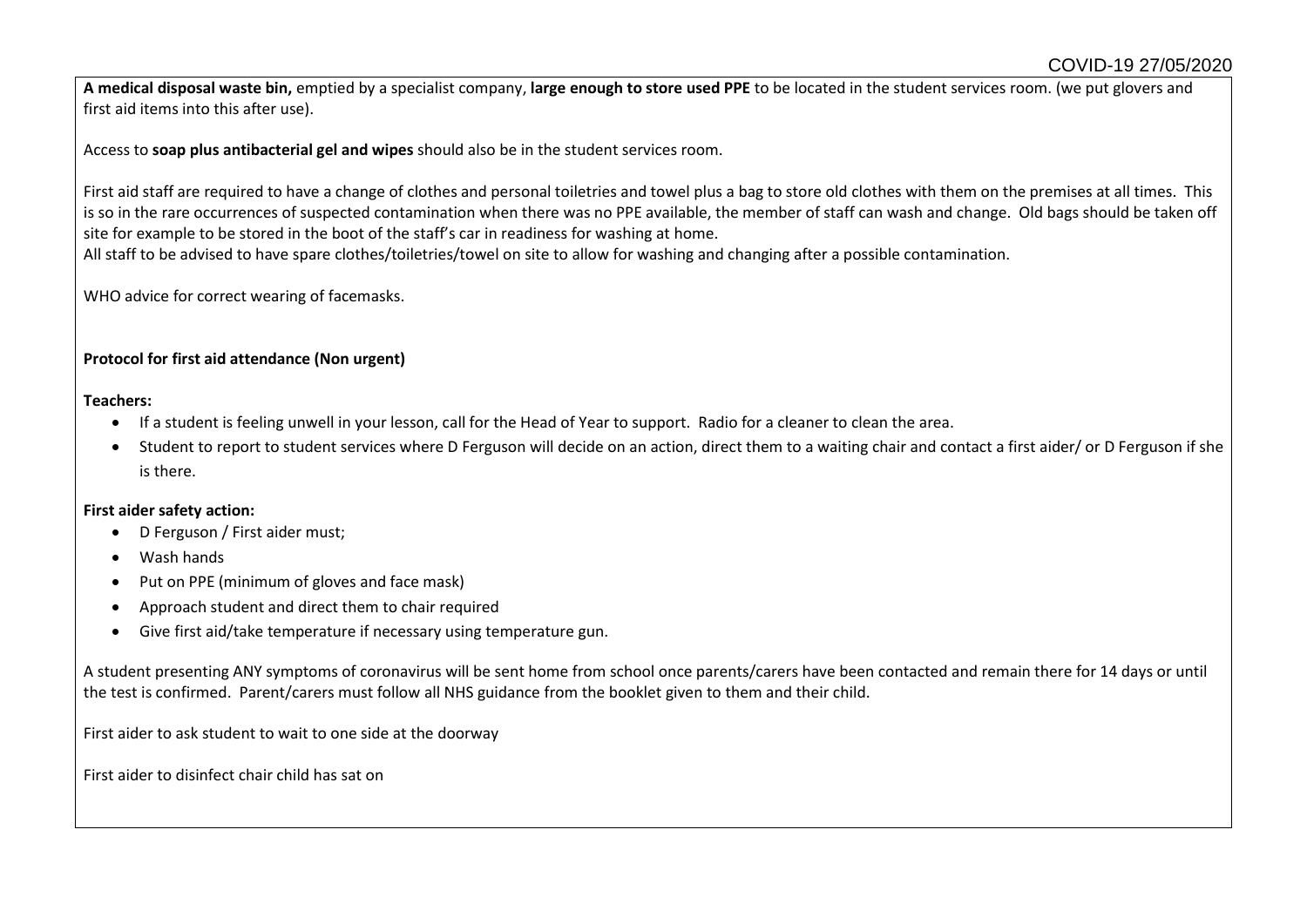**A medical disposal waste bin,** emptied by a specialist company, **large enough to store used PPE** to be located in the student services room. (we put glovers and first aid items into this after use).

Access to **soap plus antibacterial gel and wipes** should also be in the student services room.

First aid staff are required to have a change of clothes and personal toiletries and towel plus a bag to store old clothes with them on the premises at all times. This is so in the rare occurrences of suspected contamination when there was no PPE available, the member of staff can wash and change. Old bags should be taken off site for example to be stored in the boot of the staff's car in readiness for washing at home.
All staff to be advised to have spare clothes/toiletries/towel on site to allow for washing and changing after a possible contamination.

WHO advice for correct wearing of facemasks.

**Protocol for first aid attendance (Non urgent)**

**Teachers:**

- If a student is feeling unwell in your lesson, call for the Head of Year to support. Radio for a cleaner to clean the area.
- Student to report to student services where D Ferguson will decide on an action, direct them to a waiting chair and contact a first aider/ or D Ferguson if she is there.

**First aider safety action:**

- D Ferguson / First aider must;
- Wash hands
- Put on PPE (minimum of gloves and face mask)
- Approach student and direct them to chair required
- Give first aid/take temperature if necessary using temperature gun.

A student presenting ANY symptoms of coronavirus will be sent home from school once parents/carers have been contacted and remain there for 14 days or until the test is confirmed. Parent/carers must follow all NHS guidance from the booklet given to them and their child.

First aider to ask student to wait to one side at the doorway

First aider to disinfect chair child has sat on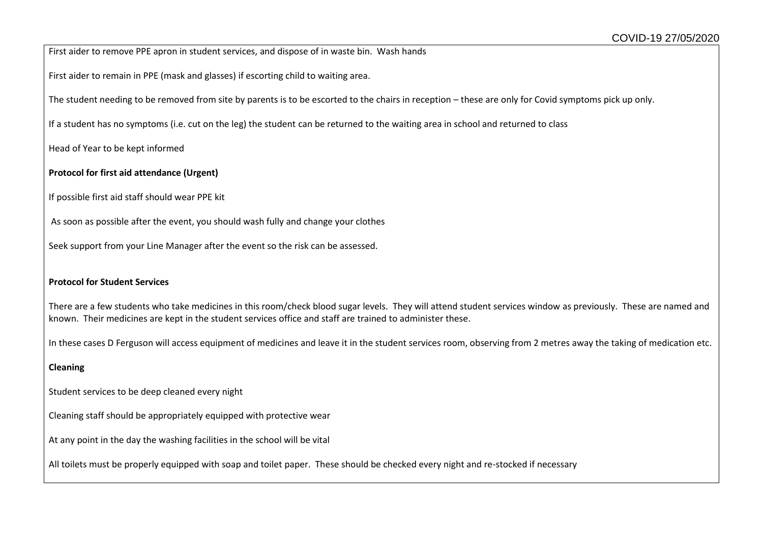First aider to remove PPE apron in student services, and dispose of in waste bin. Wash hands

First aider to remain in PPE (mask and glasses) if escorting child to waiting area.

The student needing to be removed from site by parents is to be escorted to the chairs in reception – these are only for Covid symptoms pick up only.

If a student has no symptoms (i.e. cut on the leg) the student can be returned to the waiting area in school and returned to class

Head of Year to be kept informed

**Protocol for first aid attendance (Urgent)**

If possible first aid staff should wear PPE kit

As soon as possible after the event, you should wash fully and change your clothes

Seek support from your Line Manager after the event so the risk can be assessed.

**Protocol for Student Services**

There are a few students who take medicines in this room/check blood sugar levels. They will attend student services window as previously. These are named and known. Their medicines are kept in the student services office and staff are trained to administer these.

In these cases D Ferguson will access equipment of medicines and leave it in the student services room, observing from 2 metres away the taking of medication etc.

**Cleaning**

Student services to be deep cleaned every night

Cleaning staff should be appropriately equipped with protective wear

At any point in the day the washing facilities in the school will be vital

All toilets must be properly equipped with soap and toilet paper. These should be checked every night and re-stocked if necessary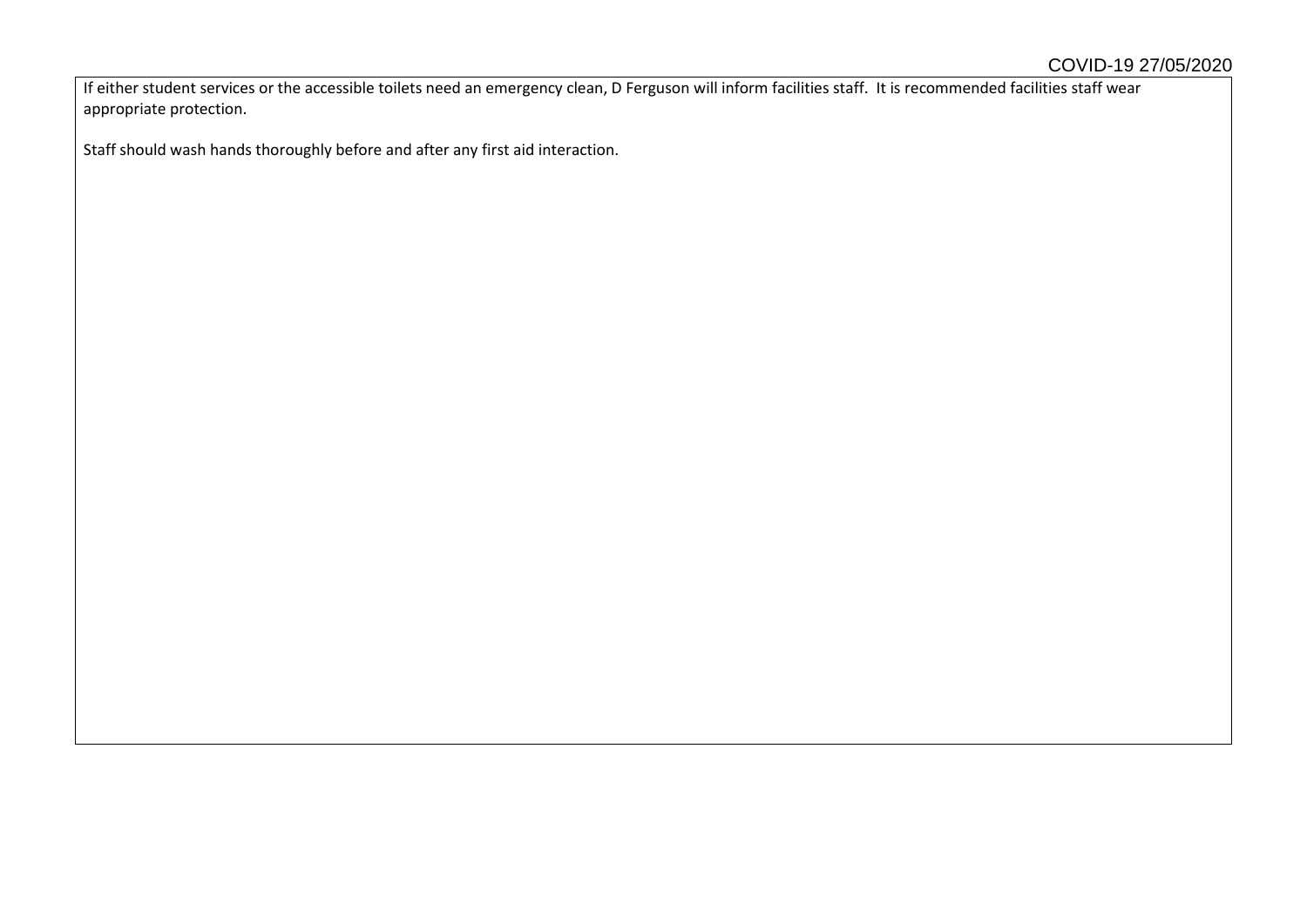If either student services or the accessible toilets need an emergency clean, D Ferguson will inform facilities staff. It is recommended facilities staff wear appropriate protection.

Staff should wash hands thoroughly before and after any first aid interaction.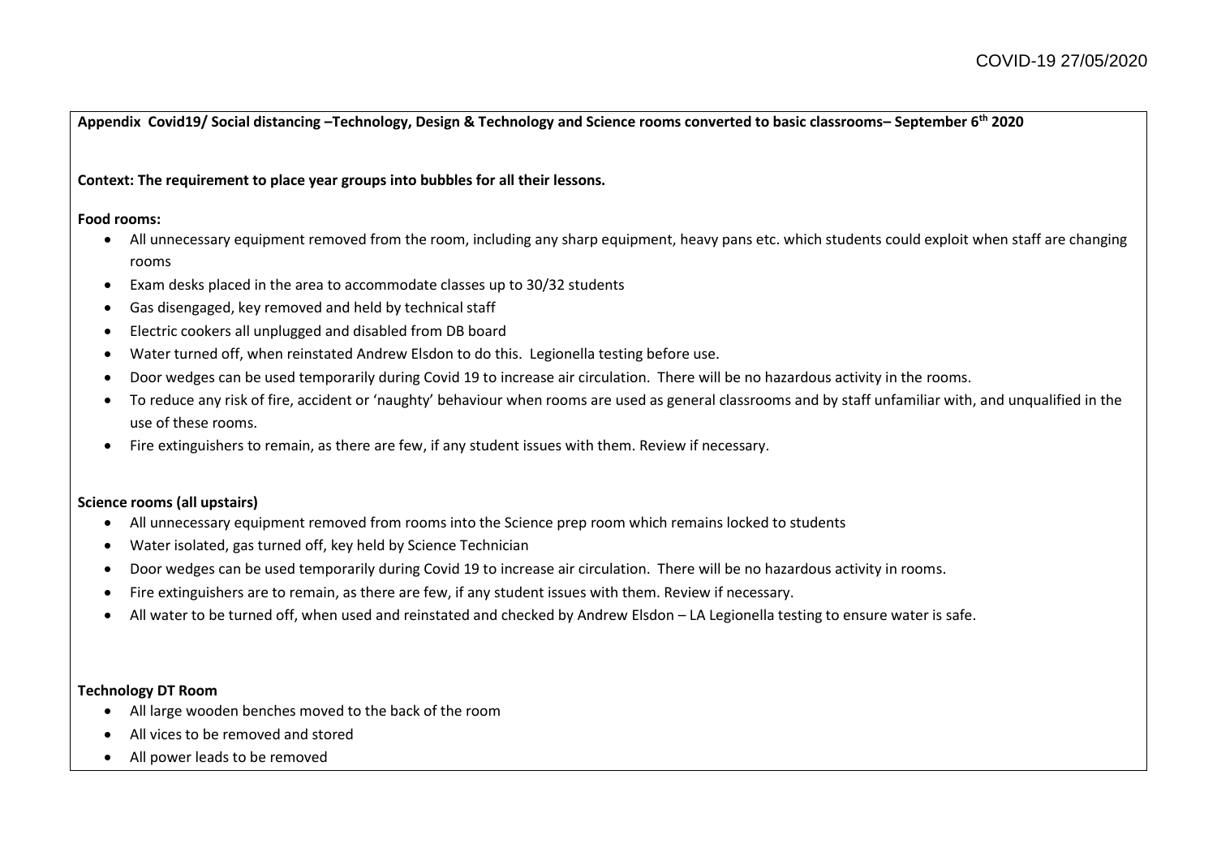**Appendix Covid19/ Social distancing –Technology, Design & Technology and Science rooms converted to basic classrooms– September 6th 2020**

**Context: The requirement to place year groups into bubbles for all their lessons.**

**Food rooms:**

- All unnecessary equipment removed from the room, including any sharp equipment, heavy pans etc. which students could exploit when staff are changing rooms
- Exam desks placed in the area to accommodate classes up to 30/32 students
- Gas disengaged, key removed and held by technical staff
- Electric cookers all unplugged and disabled from DB board
- Water turned off, when reinstated Andrew Elsdon to do this. Legionella testing before use.
- Door wedges can be used temporarily during Covid 19 to increase air circulation. There will be no hazardous activity in the rooms.
- To reduce any risk of fire, accident or 'naughty' behaviour when rooms are used as general classrooms and by staff unfamiliar with, and unqualified in the use of these rooms.
- Fire extinguishers to remain, as there are few, if any student issues with them. Review if necessary.

**Science rooms (all upstairs)**

- All unnecessary equipment removed from rooms into the Science prep room which remains locked to students
- Water isolated, gas turned off, key held by Science Technician
- Door wedges can be used temporarily during Covid 19 to increase air circulation. There will be no hazardous activity in rooms.
- Fire extinguishers are to remain, as there are few, if any student issues with them. Review if necessary.
- All water to be turned off, when used and reinstated and checked by Andrew Elsdon – LA Legionella testing to ensure water is safe.

**Technology DT Room**

- All large wooden benches moved to the back of the room
- All vices to be removed and stored
- All power leads to be removed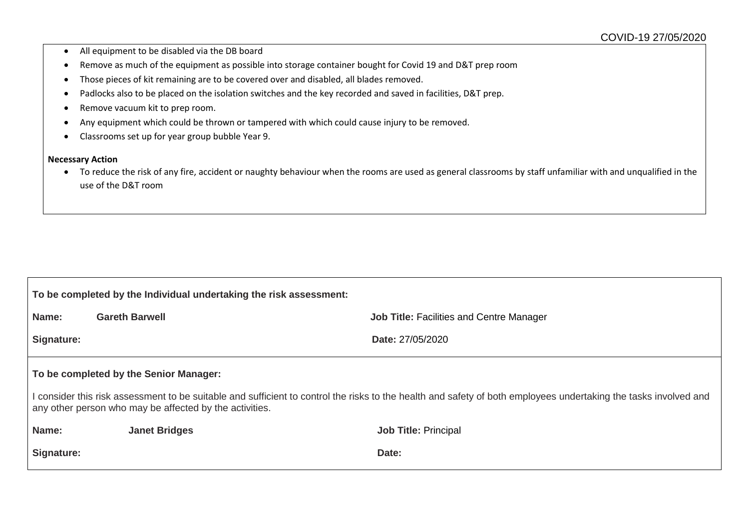- All equipment to be disabled via the DB board
- Remove as much of the equipment as possible into storage container bought for Covid 19 and D&T prep room
- Those pieces of kit remaining are to be covered over and disabled, all blades removed.
- Padlocks also to be placed on the isolation switches and the key recorded and saved in facilities, D&T prep.
- Remove vacuum kit to prep room.
- Any equipment which could be thrown or tampered with which could cause injury to be removed.
- Classrooms set up for year group bubble Year 9.

**Necessary Action**

- To reduce the risk of any fire, accident or naughty behaviour when the rooms are used as general classrooms by staff unfamiliar with and unqualified in the use of the D&T room

**To be completed by the Individual undertaking the risk assessment:**

**Name:** **Gareth Barwell** **Job Title:** Facilities and Centre Manager

**Signature:** **Date:** 27/05/2020

**To be completed by the Senior Manager:**

I consider this risk assessment to be suitable and sufficient to control the risks to the health and safety of both employees undertaking the tasks involved and any other person who may be affected by the activities.

**Name:** **Janet Bridges** **Job Title:** Principal

**Signature:** **Date:**